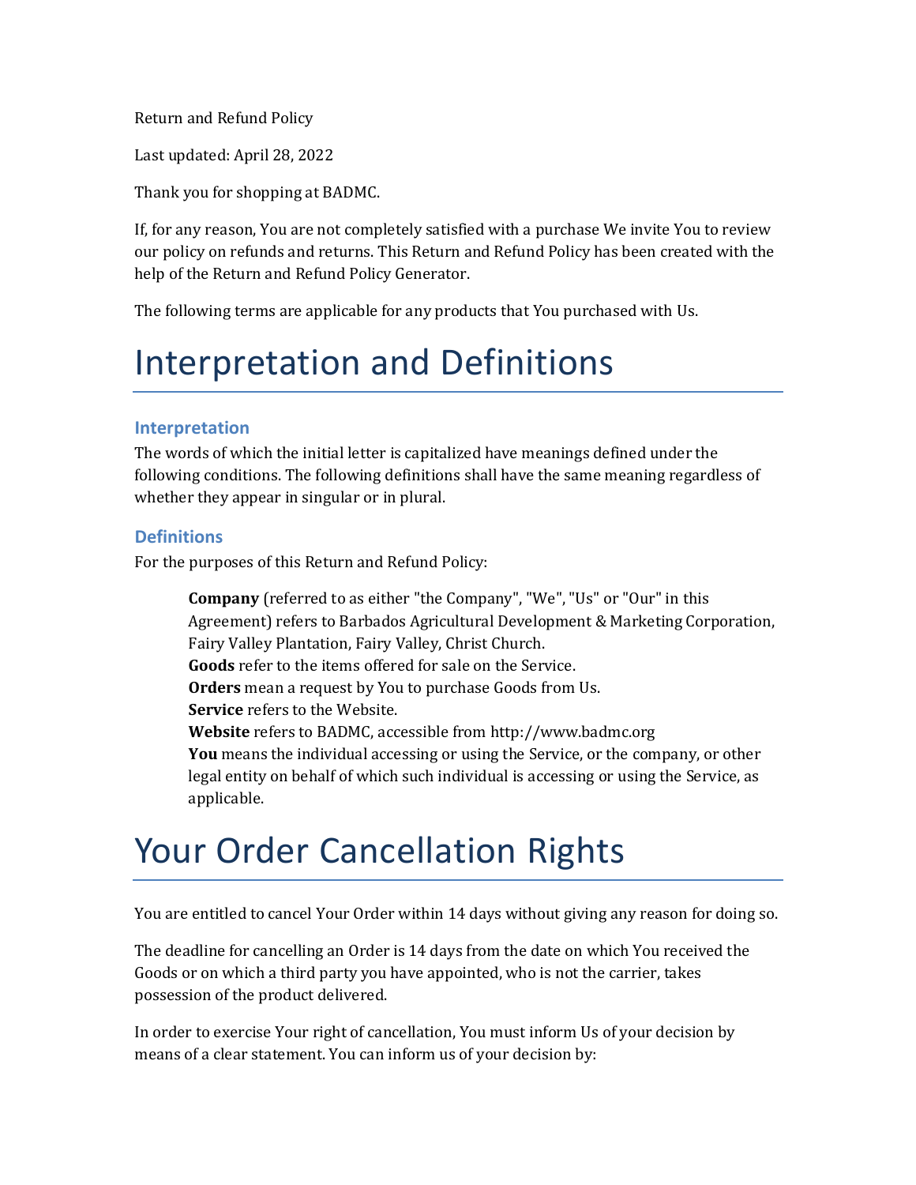Return and Refund Policy

Last updated: April 28, 2022

Thank you for shopping at BADMC.

If, for any reason, You are not completely satisfied with a purchase We invite You to review our policy on refunds and returns. This Return and Refund Policy has been created with the help of the Return and Refund Policy Generator.

The following terms are applicable for any products that You purchased with Us.

# Interpretation and Definitions

### Interpretation

The words of which the initial letter is capitalized have meanings defined under the following conditions. The following definitions shall have the same meaning regardless of whether they appear in singular or in plural.

### Definitions

For the purposes of this Return and Refund Policy:

**Company** (referred to as either "the Company", "We", "Us" or "Our" in this Agreement) refers to Barbados Agricultural Development & Marketing Corporation, Fairy Valley Plantation, Fairy Valley, Christ Church.
**Goods** refer to the items offered for sale on the Service.
**Orders** mean a request by You to purchase Goods from Us.
**Service** refers to the Website.
**Website** refers to BADMC, accessible from http://www.badmc.org
**You** means the individual accessing or using the Service, or the company, or other legal entity on behalf of which such individual is accessing or using the Service, as applicable.

# Your Order Cancellation Rights

You are entitled to cancel Your Order within 14 days without giving any reason for doing so.

The deadline for cancelling an Order is 14 days from the date on which You received the Goods or on which a third party you have appointed, who is not the carrier, takes possession of the product delivered.

In order to exercise Your right of cancellation, You must inform Us of your decision by means of a clear statement. You can inform us of your decision by: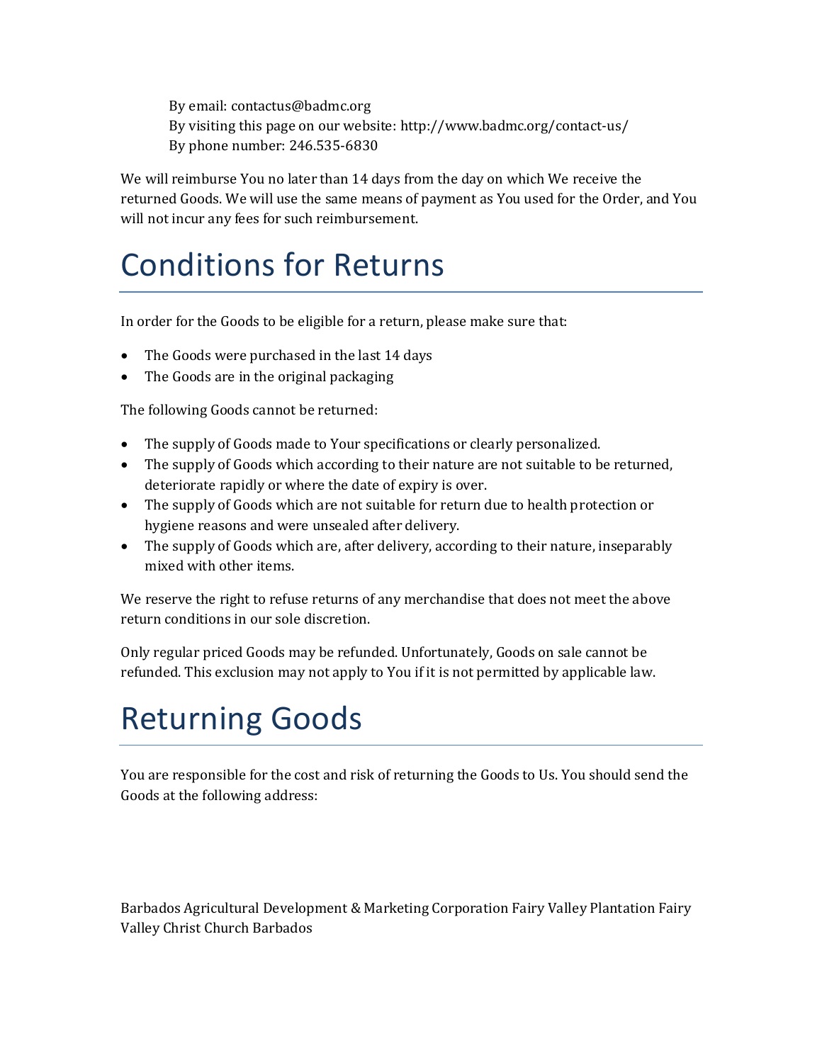By email: contactus@badmc.org
By visiting this page on our website: http://www.badmc.org/contact-us/
By phone number: 246.535-6830

We will reimburse You no later than 14 days from the day on which We receive the returned Goods. We will use the same means of payment as You used for the Order, and You will not incur any fees for such reimbursement.

# Conditions for Returns

In order for the Goods to be eligible for a return, please make sure that:

- The Goods were purchased in the last 14 days
- The Goods are in the original packaging

The following Goods cannot be returned:

- The supply of Goods made to Your specifications or clearly personalized.
- The supply of Goods which according to their nature are not suitable to be returned, deteriorate rapidly or where the date of expiry is over.
- The supply of Goods which are not suitable for return due to health protection or hygiene reasons and were unsealed after delivery.
- The supply of Goods which are, after delivery, according to their nature, inseparably mixed with other items.

We reserve the right to refuse returns of any merchandise that does not meet the above return conditions in our sole discretion.

Only regular priced Goods may be refunded. Unfortunately, Goods on sale cannot be refunded. This exclusion may not apply to You if it is not permitted by applicable law.

# Returning Goods

You are responsible for the cost and risk of returning the Goods to Us. You should send the Goods at the following address:

Barbados Agricultural Development & Marketing Corporation Fairy Valley Plantation Fairy Valley Christ Church Barbados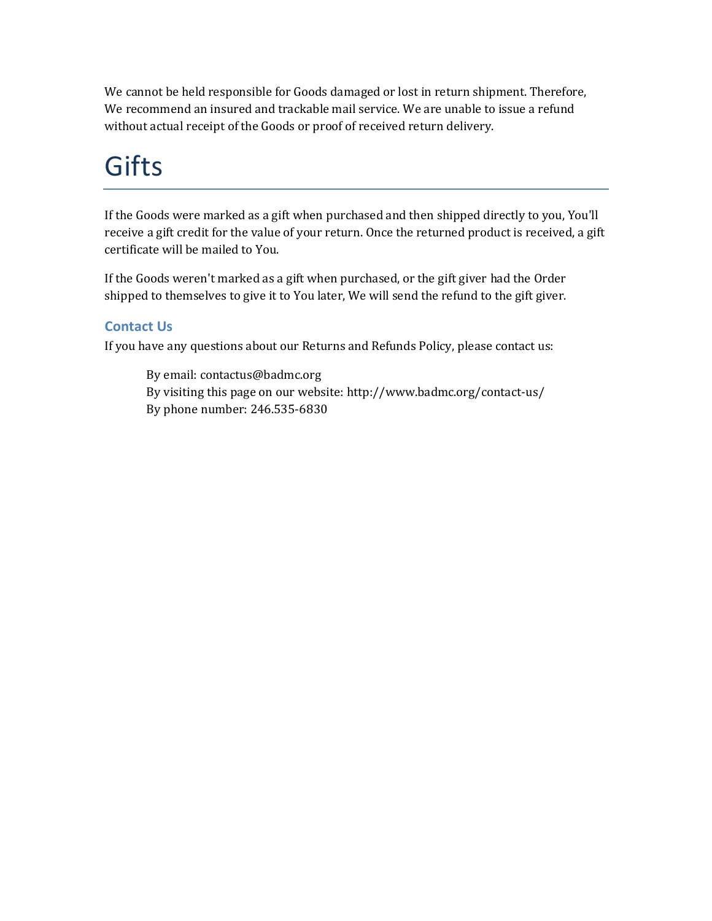We cannot be held responsible for Goods damaged or lost in return shipment. Therefore, We recommend an insured and trackable mail service. We are unable to issue a refund without actual receipt of the Goods or proof of received return delivery.

# Gifts

If the Goods were marked as a gift when purchased and then shipped directly to you, You'll receive a gift credit for the value of your return. Once the returned product is received, a gift certificate will be mailed to You.

If the Goods weren't marked as a gift when purchased, or the gift giver had the Order shipped to themselves to give it to You later, We will send the refund to the gift giver.

### Contact Us

If you have any questions about our Returns and Refunds Policy, please contact us:

By email: contactus@badmc.org
By visiting this page on our website: http://www.badmc.org/contact-us/
By phone number: 246.535-6830